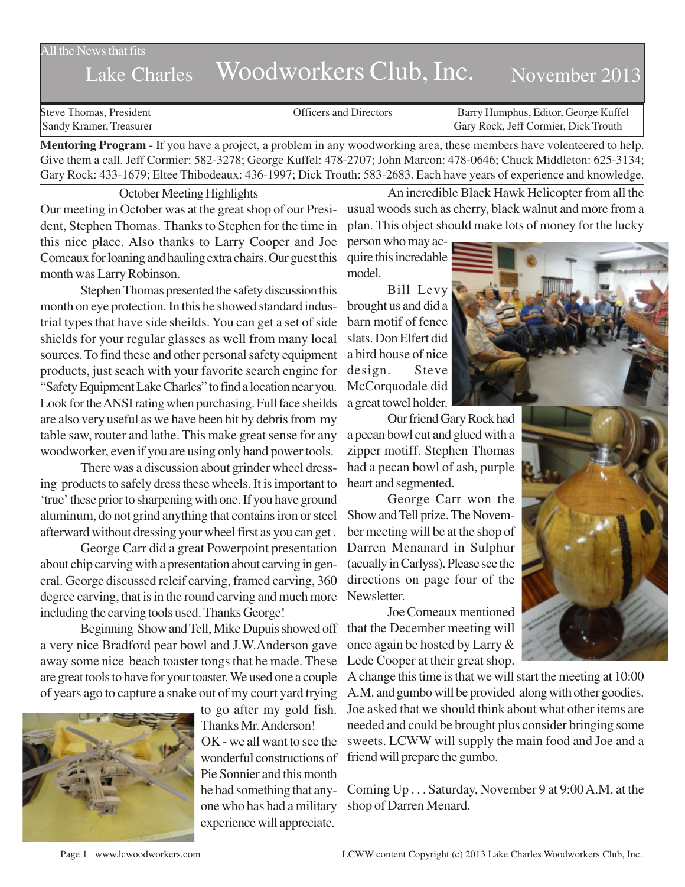All the News that fits

# Lake Charles Woodworkers Club, Inc. November 2013

Steve Thomas, President
Sandy Kramer, Treasurer

Officers and Directors

Barry Humphus, Editor, George Kuffel
Gary Rock, Jeff Cormier, Dick Trouth

**Mentoring Program** - If you have a project, a problem in any woodworking area, these members have volenteered to help. Give them a call. Jeff Cormier: 582-3278; George Kuffel: 478-2707; John Marcon: 478-0646; Chuck Middleton: 625-3134; Gary Rock: 433-1679; Eltee Thibodeaux: 436-1997; Dick Trouth: 583-2683. Each have years of experience and knowledge.

## October Meeting Highlights

Our meeting in October was at the great shop of our President, Stephen Thomas. Thanks to Stephen for the time in this nice place. Also thanks to Larry Cooper and Joe Comeaux for loaning and hauling extra chairs. Our guest this month was Larry Robinson.

Stephen Thomas presented the safety discussion this month on eye protection. In this he showed standard industrial types that have side sheilds. You can get a set of side shields for your regular glasses as well from many local sources. To find these and other personal safety equipment products, just seach with your favorite search engine for "Safety Equipment Lake Charles" to find a location near you. Look for the ANSI rating when purchasing. Full face sheilds are also very useful as we have been hit by debris from my table saw, router and lathe. This make great sense for any woodworker, even if you are using only hand power tools.

There was a discussion about grinder wheel dressing products to safely dress these wheels. It is important to 'true' these prior to sharpening with one. If you have ground aluminum, do not grind anything that contains iron or steel afterward without dressing your wheel first as you can get .

George Carr did a great Powerpoint presentation about chip carving with a presentation about carving in general. George discussed releif carving, framed carving, 360 degree carving, that is in the round carving and much more including the carving tools used. Thanks George!

Beginning Show and Tell, Mike Dupuis showed off a very nice Bradford pear bowl and J.W.Anderson gave away some nice beach toaster tongs that he made. These are great tools to have for your toaster. We used one a couple of years ago to capture a snake out of my court yard trying to go after my gold fish. Thanks Mr. Anderson!

OK - we all want to see the wonderful constructions of Pie Sonnier and this month he had something that anyone who has had a military experience will appreciate. An incredible Black Hawk Helicopter from all the usual woods such as cherry, black walnut and more from a plan. This object should make lots of money for the lucky person who may acquire this incredable model.

Bill Levy brought us and did a barn motif of fence slats. Don Elfert did a bird house of nice design. Steve McCorquodale did a great towel holder.

Our friend Gary Rock had a pecan bowl cut and glued with a zipper motiff. Stephen Thomas had a pecan bowl of ash, purple heart and segmented.

George Carr won the Show and Tell prize. The November meeting will be at the shop of Darren Menanard in Sulphur (acually in Carlyss). Please see the directions on page four of the Newsletter.

Joe Comeaux mentioned that the December meeting will once again be hosted by Larry & Lede Cooper at their great shop. A change this time is that we will start the meeting at 10:00 A.M. and gumbo will be provided along with other goodies. Joe asked that we should think about what other items are needed and could be brought plus consider bringing some sweets. LCWW will supply the main food and Joe and a friend will prepare the gumbo.

Coming Up . . . Saturday, November 9 at 9:00 A.M. at the shop of Darren Menard.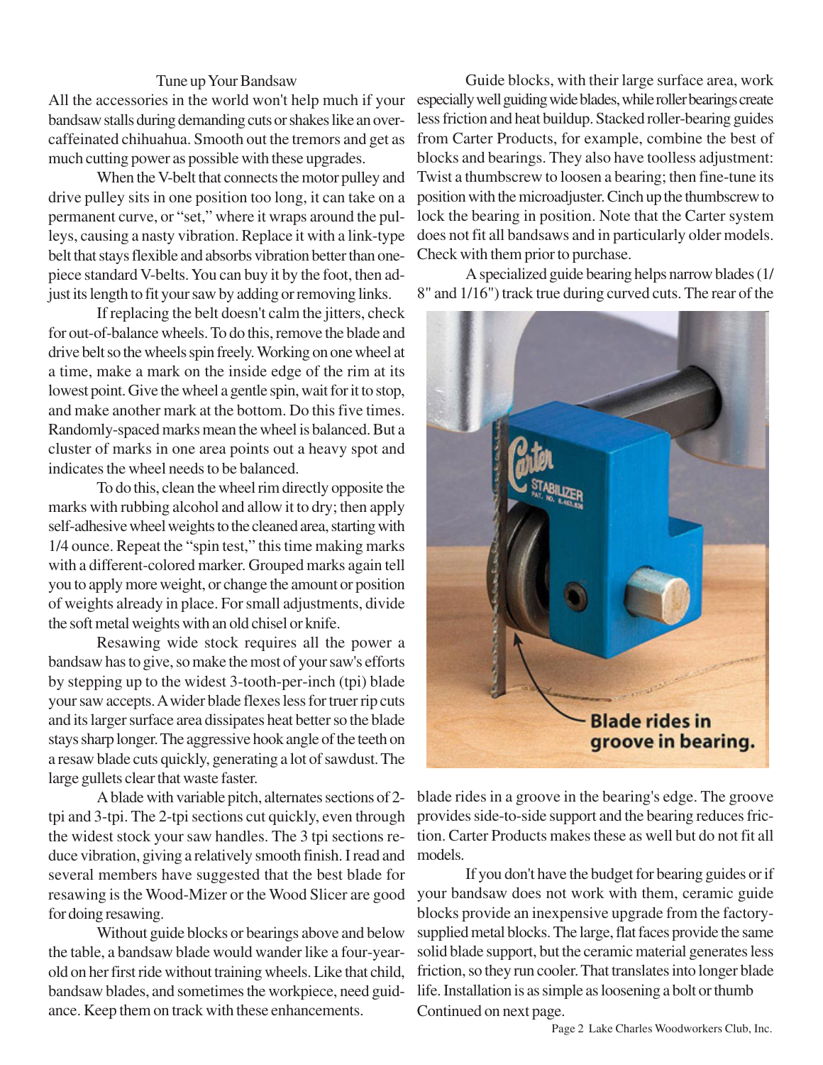## Tune up Your Bandsaw

All the accessories in the world won't help much if your bandsaw stalls during demanding cuts or shakes like an over-caffeinated chihuahua. Smooth out the tremors and get as much cutting power as possible with these upgrades.

When the V-belt that connects the motor pulley and drive pulley sits in one position too long, it can take on a permanent curve, or "set," where it wraps around the pulleys, causing a nasty vibration. Replace it with a link-type belt that stays flexible and absorbs vibration better than one-piece standard V-belts. You can buy it by the foot, then adjust its length to fit your saw by adding or removing links.

If replacing the belt doesn't calm the jitters, check for out-of-balance wheels. To do this, remove the blade and drive belt so the wheels spin freely. Working on one wheel at a time, make a mark on the inside edge of the rim at its lowest point. Give the wheel a gentle spin, wait for it to stop, and make another mark at the bottom. Do this five times. Randomly-spaced marks mean the wheel is balanced. But a cluster of marks in one area points out a heavy spot and indicates the wheel needs to be balanced.

To do this, clean the wheel rim directly opposite the marks with rubbing alcohol and allow it to dry; then apply self-adhesive wheel weights to the cleaned area, starting with 1/4 ounce. Repeat the "spin test," this time making marks with a different-colored marker. Grouped marks again tell you to apply more weight, or change the amount or position of weights already in place. For small adjustments, divide the soft metal weights with an old chisel or knife.

Resawing wide stock requires all the power a bandsaw has to give, so make the most of your saw's efforts by stepping up to the widest 3-tooth-per-inch (tpi) blade your saw accepts. A wider blade flexes less for truer rip cuts and its larger surface area dissipates heat better so the blade stays sharp longer. The aggressive hook angle of the teeth on a resaw blade cuts quickly, generating a lot of sawdust. The large gullets clear that waste faster.

A blade with variable pitch, alternates sections of 2-tpi and 3-tpi. The 2-tpi sections cut quickly, even through the widest stock your saw handles. The 3 tpi sections reduce vibration, giving a relatively smooth finish. I read and several members have suggested that the best blade for resawing is the Wood-Mizer or the Wood Slicer are good for doing resawing.

Without guide blocks or bearings above and below the table, a bandsaw blade would wander like a four-year-old on her first ride without training wheels. Like that child, bandsaw blades, and sometimes the workpiece, need guidance. Keep them on track with these enhancements.

Guide blocks, with their large surface area, work especially well guiding wide blades, while roller bearings create less friction and heat buildup. Stacked roller-bearing guides from Carter Products, for example, combine the best of blocks and bearings. They also have toolless adjustment: Twist a thumbscrew to loosen a bearing; then fine-tune its position with the microadjuster. Cinch up the thumbscrew to lock the bearing in position. Note that the Carter system does not fit all bandsaws and in particularly older models. Check with them prior to purchase.

A specialized guide bearing helps narrow blades (1/8" and 1/16") track true during curved cuts. The rear of the blade rides in a groove in the bearing's edge. The groove provides side-to-side support and the bearing reduces friction. Carter Products makes these as well but do not fit all models.

Blade rides in groove in bearing.

If you don't have the budget for bearing guides or if your bandsaw does not work with them, ceramic guide blocks provide an inexpensive upgrade from the factory-supplied metal blocks. The large, flat faces provide the same solid blade support, but the ceramic material generates less friction, so they run cooler. That translates into longer blade life. Installation is as simple as loosening a bolt or thumb

Continued on next page.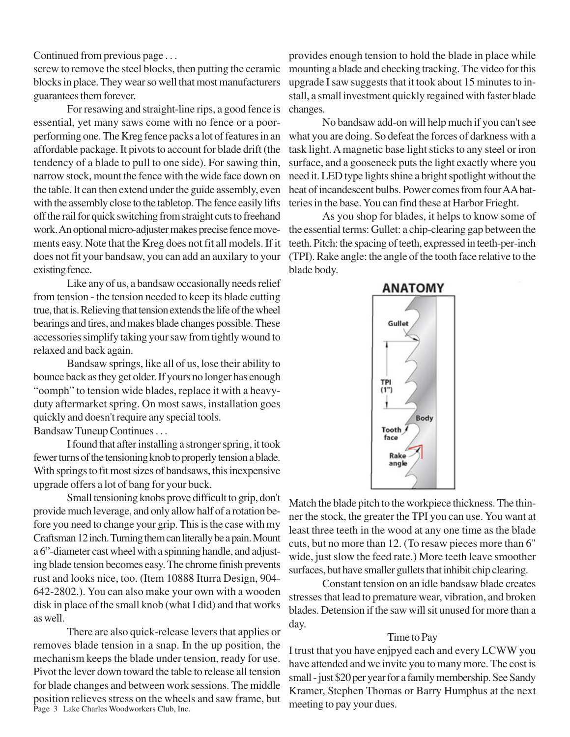Continued from previous page . . .

screw to remove the steel blocks, then putting the ceramic blocks in place. They wear so well that most manufacturers guarantees them forever.

For resawing and straight-line rips, a good fence is essential, yet many saws come with no fence or a poor-performing one. The Kreg fence packs a lot of features in an affordable package. It pivots to account for blade drift (the tendency of a blade to pull to one side). For sawing thin, narrow stock, mount the fence with the wide face down on the table. It can then extend under the guide assembly, even with the assembly close to the tabletop. The fence easily lifts off the rail for quick switching from straight cuts to freehand work. An optional micro-adjuster makes precise fence movements easy. Note that the Kreg does not fit all models. If it does not fit your bandsaw, you can add an auxilary to your existing fence.

Like any of us, a bandsaw occasionally needs relief from tension - the tension needed to keep its blade cutting true, that is. Relieving that tension extends the life of the wheel bearings and tires, and makes blade changes possible. These accessories simplify taking your saw from tightly wound to relaxed and back again.

Bandsaw springs, like all of us, lose their ability to bounce back as they get older. If yours no longer has enough "oomph" to tension wide blades, replace it with a heavy-duty aftermarket spring. On most saws, installation goes quickly and doesn't require any special tools.

Bandsaw Tuneup Continues . . .

I found that after installing a stronger spring, it took fewer turns of the tensioning knob to properly tension a blade. With springs to fit most sizes of bandsaws, this inexpensive upgrade offers a lot of bang for your buck.

Small tensioning knobs prove difficult to grip, don't provide much leverage, and only allow half of a rotation before you need to change your grip. This is the case with my Craftsman 12 inch. Turning them can literally be a pain. Mount a 6"-diameter cast wheel with a spinning handle, and adjusting blade tension becomes easy. The chrome finish prevents rust and looks nice, too. (Item 10888 Iturra Design, 904-642-2802.). You can also make your own with a wooden disk in place of the small knob (what I did) and that works as well.

There are also quick-release levers that applies or removes blade tension in a snap. In the up position, the mechanism keeps the blade under tension, ready for use. Pivot the lever down toward the table to release all tension for blade changes and between work sessions. The middle position relieves stress on the wheels and saw frame, but provides enough tension to hold the blade in place while mounting a blade and checking tracking. The video for this upgrade I saw suggests that it took about 15 minutes to install, a small investment quickly regained with faster blade changes.

No bandsaw add-on will help much if you can't see what you are doing. So defeat the forces of darkness with a task light. A magnetic base light sticks to any steel or iron surface, and a gooseneck puts the light exactly where you need it. LED type lights shine a bright spotlight without the heat of incandescent bulbs. Power comes from four AA batteries in the base. You can find these at Harbor Frieght.

As you shop for blades, it helps to know some of the essential terms: Gullet: a chip-clearing gap between the teeth. Pitch: the spacing of teeth, expressed in teeth-per-inch (TPI). Rake angle: the angle of the tooth face relative to the blade body.

ANATOMY

Gullet — TPI (1") — Body — Tooth face — Rake angle

Match the blade pitch to the workpiece thickness. The thinner the stock, the greater the TPI you can use. You want at least three teeth in the wood at any one time as the blade cuts, but no more than 12. (To resaw pieces more than 6" wide, just slow the feed rate.) More teeth leave smoother surfaces, but have smaller gullets that inhibit chip clearing.

Constant tension on an idle bandsaw blade creates stresses that lead to premature wear, vibration, and broken blades. Detension if the saw will sit unused for more than a day.

## Time to Pay

I trust that you have enjpyed each and every LCWW you have attended and we invite you to many more. The cost is small - just $20 per year for a family membership. See Sandy Kramer, Stephen Thomas or Barry Humphus at the next meeting to pay your dues.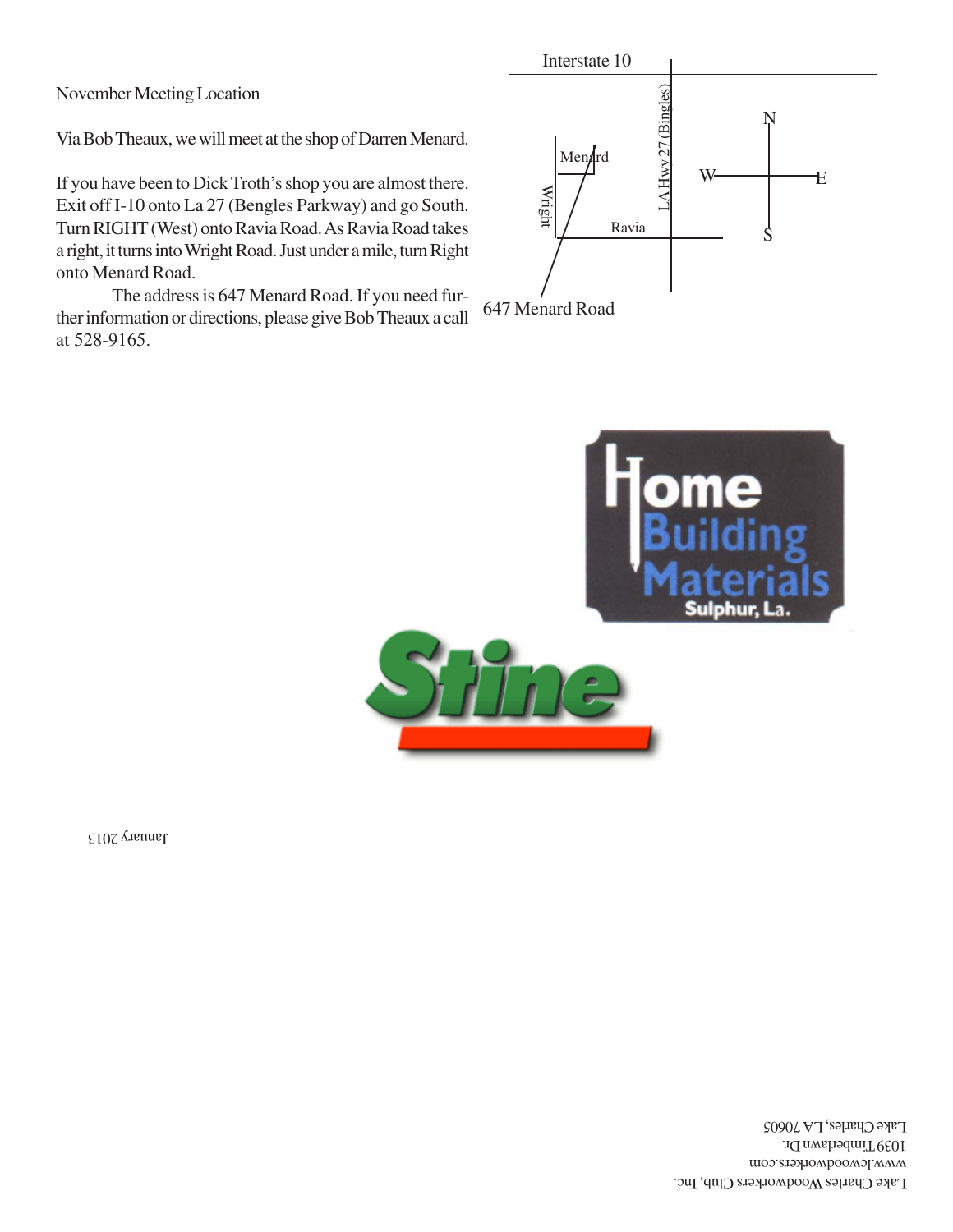November Meeting Location

Via Bob Theaux, we will meet at the shop of Darren Menard.

If you have been to Dick Troth's shop you are almost there. Exit off I-10 onto La 27 (Bengles Parkway) and go South. Turn RIGHT (West) onto Ravia Road. As Ravia Road takes a right, it turns into Wright Road. Just under a mile, turn Right onto Menard Road.

The address is 647 Menard Road. If you need further information or directions, please give Bob Theaux a call at 528-9165.

Interstate 10

LA Hwy 27 (Bingles)

Menard

Wright

Ravia

N

W

E

S

647 Menard Road

Home Building Materials

Sulphur, La.

Stine

January 2013

Lake Charles Woodworkers Club, Inc.
www.lcwoodworkers.com
1039 Timberlawn Dr.
Lake Charles, LA 70605